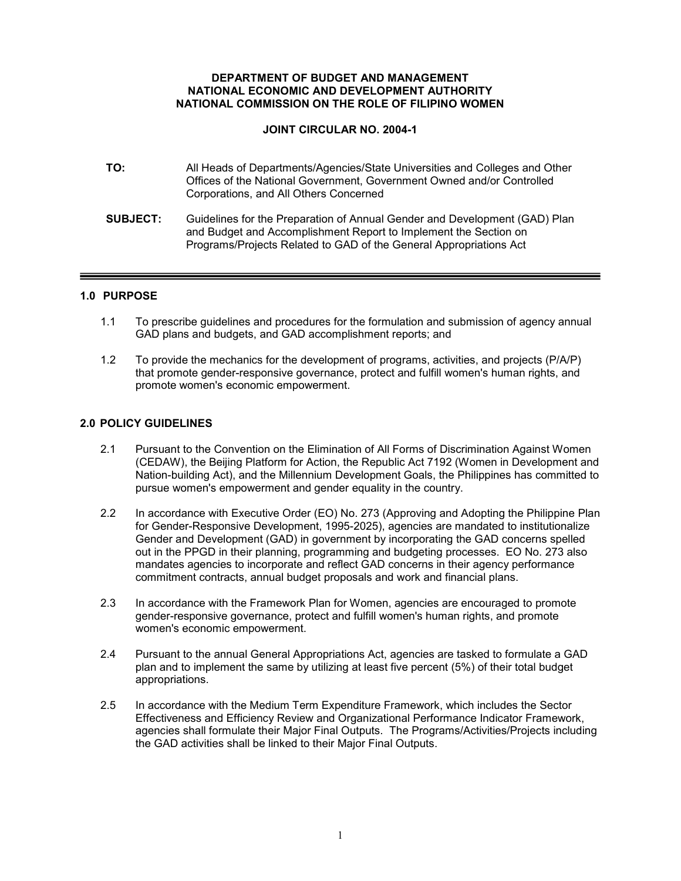**DEPARTMENT OF BUDGET AND MANAGEMENT**
**NATIONAL ECONOMIC AND DEVELOPMENT AUTHORITY**
**NATIONAL COMMISSION ON THE ROLE OF FILIPINO WOMEN**

**JOINT CIRCULAR NO. 2004-1**

**TO:** All Heads of Departments/Agencies/State Universities and Colleges and Other Offices of the National Government, Government Owned and/or Controlled Corporations, and All Others Concerned

**SUBJECT:** Guidelines for the Preparation of Annual Gender and Development (GAD) Plan and Budget and Accomplishment Report to Implement the Section on Programs/Projects Related to GAD of the General Appropriations Act

---

## 1.0 PURPOSE

1.1 To prescribe guidelines and procedures for the formulation and submission of agency annual GAD plans and budgets, and GAD accomplishment reports; and

1.2 To provide the mechanics for the development of programs, activities, and projects (P/A/P) that promote gender-responsive governance, protect and fulfill women's human rights, and promote women's economic empowerment.

## 2.0 POLICY GUIDELINES

2.1 Pursuant to the Convention on the Elimination of All Forms of Discrimination Against Women (CEDAW), the Beijing Platform for Action, the Republic Act 7192 (Women in Development and Nation-building Act), and the Millennium Development Goals, the Philippines has committed to pursue women's empowerment and gender equality in the country.

2.2 In accordance with Executive Order (EO) No. 273 (Approving and Adopting the Philippine Plan for Gender-Responsive Development, 1995-2025), agencies are mandated to institutionalize Gender and Development (GAD) in government by incorporating the GAD concerns spelled out in the PPGD in their planning, programming and budgeting processes. EO No. 273 also mandates agencies to incorporate and reflect GAD concerns in their agency performance commitment contracts, annual budget proposals and work and financial plans.

2.3 In accordance with the Framework Plan for Women, agencies are encouraged to promote gender-responsive governance, protect and fulfill women's human rights, and promote women's economic empowerment.

2.4 Pursuant to the annual General Appropriations Act, agencies are tasked to formulate a GAD plan and to implement the same by utilizing at least five percent (5%) of their total budget appropriations.

2.5 In accordance with the Medium Term Expenditure Framework, which includes the Sector Effectiveness and Efficiency Review and Organizational Performance Indicator Framework, agencies shall formulate their Major Final Outputs. The Programs/Activities/Projects including the GAD activities shall be linked to their Major Final Outputs.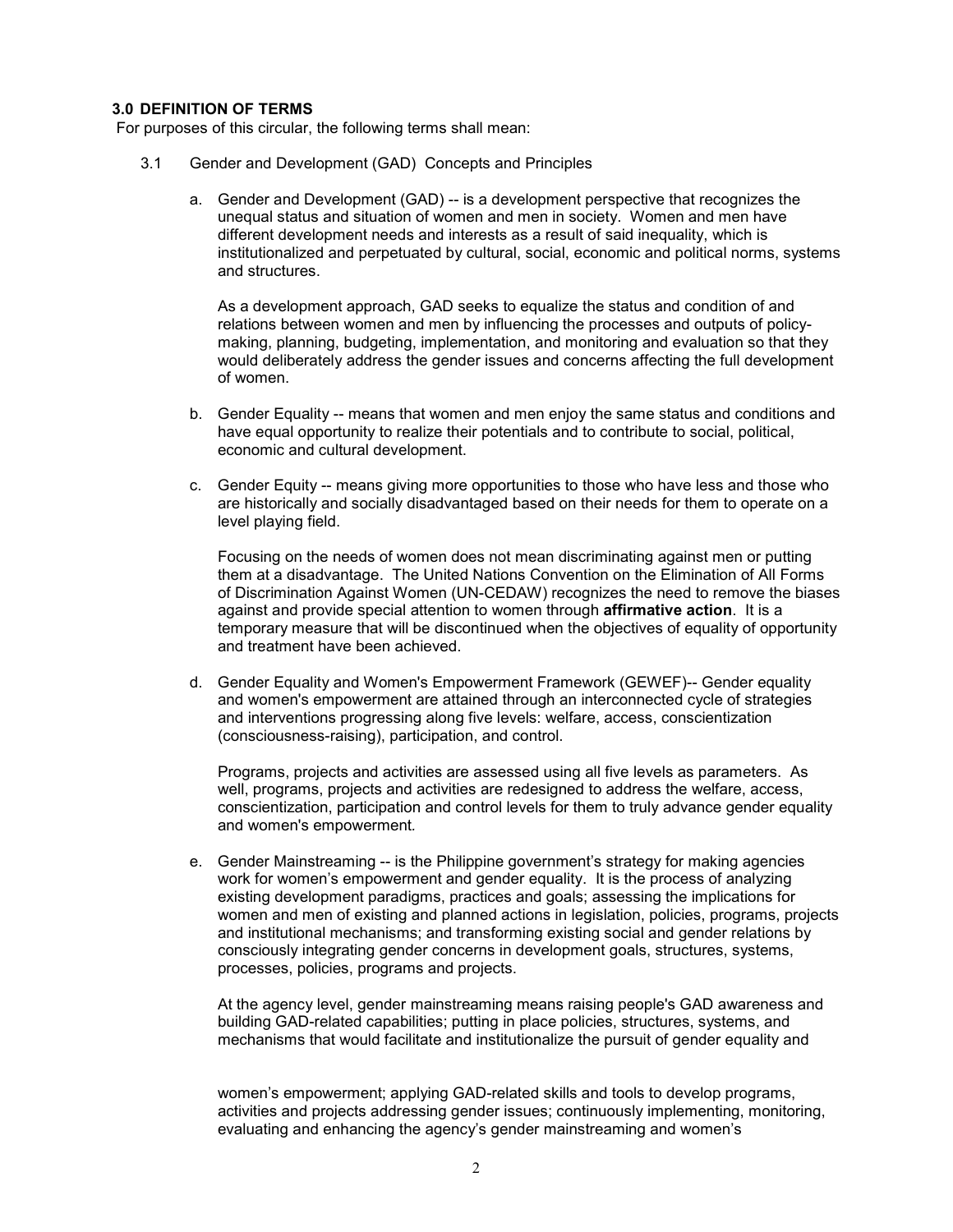### 3.0 DEFINITION OF TERMS

For purposes of this circular, the following terms shall mean:

3.1 Gender and Development (GAD) Concepts and Principles

a. Gender and Development (GAD) -- is a development perspective that recognizes the unequal status and situation of women and men in society. Women and men have different development needs and interests as a result of said inequality, which is institutionalized and perpetuated by cultural, social, economic and political norms, systems and structures.

   As a development approach, GAD seeks to equalize the status and condition of and relations between women and men by influencing the processes and outputs of policy-making, planning, budgeting, implementation, and monitoring and evaluation so that they would deliberately address the gender issues and concerns affecting the full development of women.

b. Gender Equality -- means that women and men enjoy the same status and conditions and have equal opportunity to realize their potentials and to contribute to social, political, economic and cultural development.

c. Gender Equity -- means giving more opportunities to those who have less and those who are historically and socially disadvantaged based on their needs for them to operate on a level playing field.

   Focusing on the needs of women does not mean discriminating against men or putting them at a disadvantage. The United Nations Convention on the Elimination of All Forms of Discrimination Against Women (UN-CEDAW) recognizes the need to remove the biases against and provide special attention to women through **affirmative action**. It is a temporary measure that will be discontinued when the objectives of equality of opportunity and treatment have been achieved.

d. Gender Equality and Women's Empowerment Framework (GEWEF)-- Gender equality and women's empowerment are attained through an interconnected cycle of strategies and interventions progressing along five levels: welfare, access, conscientization (consciousness-raising), participation, and control.

   Programs, projects and activities are assessed using all five levels as parameters. As well, programs, projects and activities are redesigned to address the welfare, access, conscientization, participation and control levels for them to truly advance gender equality and women's empowerment.

e. Gender Mainstreaming -- is the Philippine government's strategy for making agencies work for women's empowerment and gender equality. It is the process of analyzing existing development paradigms, practices and goals; assessing the implications for women and men of existing and planned actions in legislation, policies, programs, projects and institutional mechanisms; and transforming existing social and gender relations by consciously integrating gender concerns in development goals, structures, systems, processes, policies, programs and projects.

   At the agency level, gender mainstreaming means raising people's GAD awareness and building GAD-related capabilities; putting in place policies, structures, systems, and mechanisms that would facilitate and institutionalize the pursuit of gender equality and women's empowerment; applying GAD-related skills and tools to develop programs, activities and projects addressing gender issues; continuously implementing, monitoring, evaluating and enhancing the agency's gender mainstreaming and women's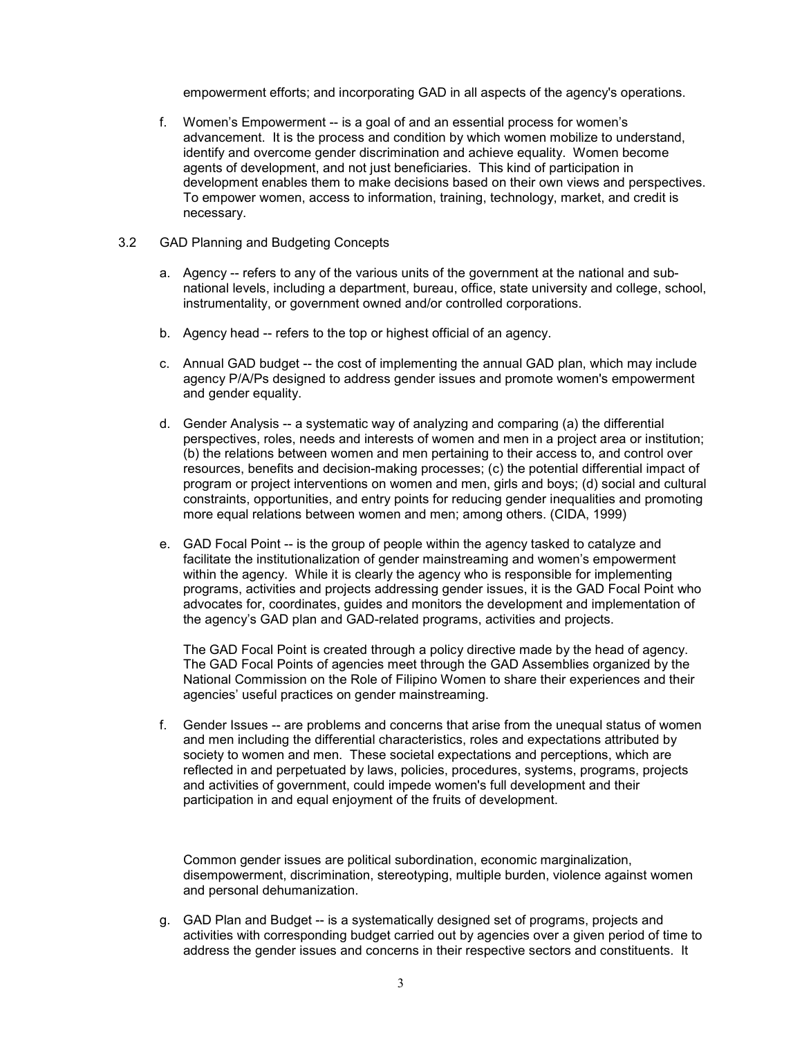empowerment efforts; and incorporating GAD in all aspects of the agency's operations.

f. Women's Empowerment -- is a goal of and an essential process for women's advancement. It is the process and condition by which women mobilize to understand, identify and overcome gender discrimination and achieve equality. Women become agents of development, and not just beneficiaries. This kind of participation in development enables them to make decisions based on their own views and perspectives. To empower women, access to information, training, technology, market, and credit is necessary.

3.2 GAD Planning and Budgeting Concepts

a. Agency -- refers to any of the various units of the government at the national and sub-national levels, including a department, bureau, office, state university and college, school, instrumentality, or government owned and/or controlled corporations.

b. Agency head -- refers to the top or highest official of an agency.

c. Annual GAD budget -- the cost of implementing the annual GAD plan, which may include agency P/A/Ps designed to address gender issues and promote women's empowerment and gender equality.

d. Gender Analysis -- a systematic way of analyzing and comparing (a) the differential perspectives, roles, needs and interests of women and men in a project area or institution; (b) the relations between women and men pertaining to their access to, and control over resources, benefits and decision-making processes; (c) the potential differential impact of program or project interventions on women and men, girls and boys; (d) social and cultural constraints, opportunities, and entry points for reducing gender inequalities and promoting more equal relations between women and men; among others. (CIDA, 1999)

e. GAD Focal Point -- is the group of people within the agency tasked to catalyze and facilitate the institutionalization of gender mainstreaming and women's empowerment within the agency. While it is clearly the agency who is responsible for implementing programs, activities and projects addressing gender issues, it is the GAD Focal Point who advocates for, coordinates, guides and monitors the development and implementation of the agency's GAD plan and GAD-related programs, activities and projects.

   The GAD Focal Point is created through a policy directive made by the head of agency. The GAD Focal Points of agencies meet through the GAD Assemblies organized by the National Commission on the Role of Filipino Women to share their experiences and their agencies' useful practices on gender mainstreaming.

f. Gender Issues -- are problems and concerns that arise from the unequal status of women and men including the differential characteristics, roles and expectations attributed by society to women and men. These societal expectations and perceptions, which are reflected in and perpetuated by laws, policies, procedures, systems, programs, projects and activities of government, could impede women's full development and their participation in and equal enjoyment of the fruits of development.

   Common gender issues are political subordination, economic marginalization, disempowerment, discrimination, stereotyping, multiple burden, violence against women and personal dehumanization.

g. GAD Plan and Budget -- is a systematically designed set of programs, projects and activities with corresponding budget carried out by agencies over a given period of time to address the gender issues and concerns in their respective sectors and constituents. It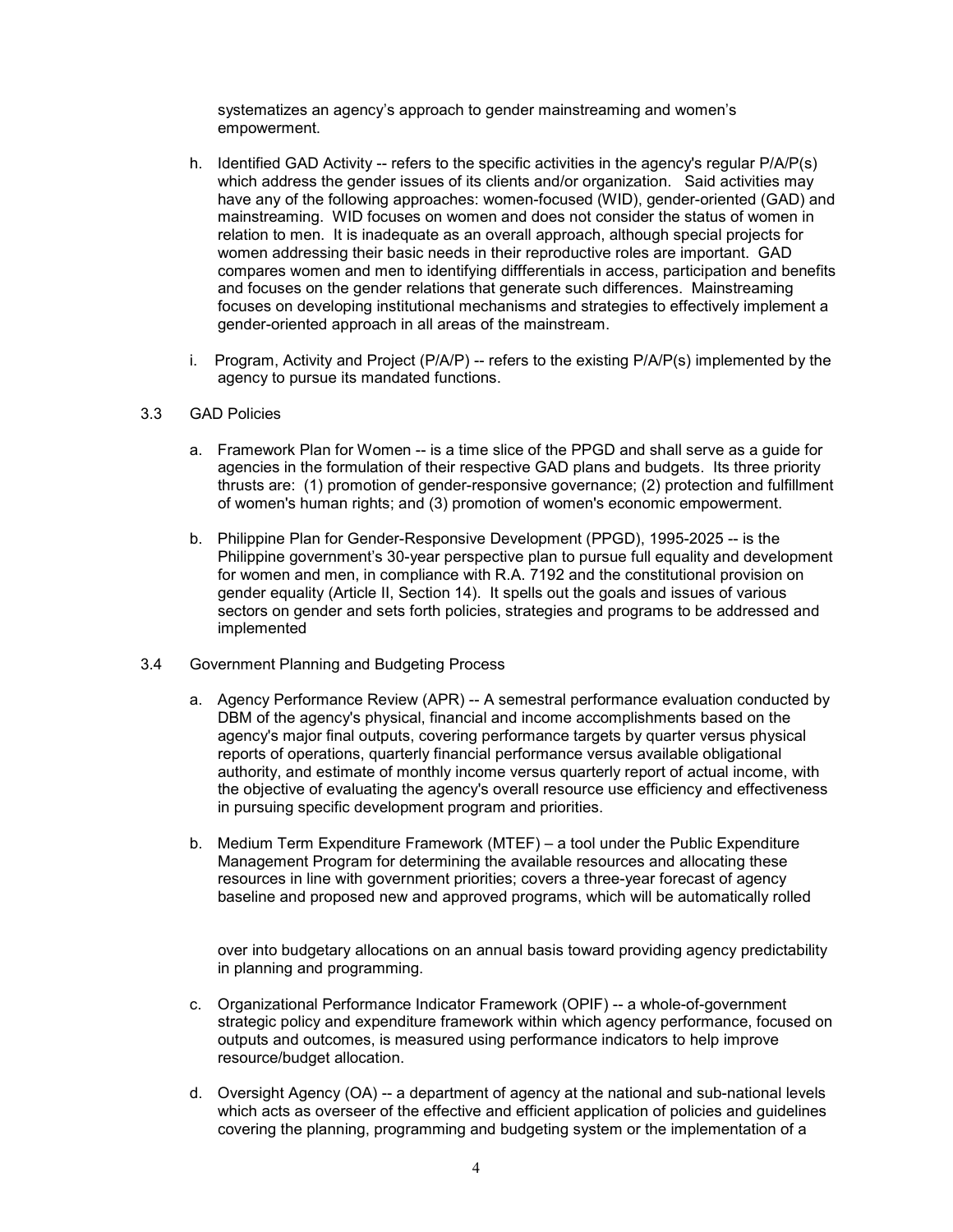systematizes an agency's approach to gender mainstreaming and women's empowerment.

h. Identified GAD Activity -- refers to the specific activities in the agency's regular P/A/P(s) which address the gender issues of its clients and/or organization. Said activities may have any of the following approaches: women-focused (WID), gender-oriented (GAD) and mainstreaming. WID focuses on women and does not consider the status of women in relation to men. It is inadequate as an overall approach, although special projects for women addressing their basic needs in their reproductive roles are important. GAD compares women and men to identifying diffferentials in access, participation and benefits and focuses on the gender relations that generate such differences. Mainstreaming focuses on developing institutional mechanisms and strategies to effectively implement a gender-oriented approach in all areas of the mainstream.

i. Program, Activity and Project (P/A/P) -- refers to the existing P/A/P(s) implemented by the agency to pursue its mandated functions.

3.3 GAD Policies

a. Framework Plan for Women -- is a time slice of the PPGD and shall serve as a guide for agencies in the formulation of their respective GAD plans and budgets. Its three priority thrusts are: (1) promotion of gender-responsive governance; (2) protection and fulfillment of women's human rights; and (3) promotion of women's economic empowerment.

b. Philippine Plan for Gender-Responsive Development (PPGD), 1995-2025 -- is the Philippine government's 30-year perspective plan to pursue full equality and development for women and men, in compliance with R.A. 7192 and the constitutional provision on gender equality (Article II, Section 14). It spells out the goals and issues of various sectors on gender and sets forth policies, strategies and programs to be addressed and implemented

3.4 Government Planning and Budgeting Process

a. Agency Performance Review (APR) -- A semestral performance evaluation conducted by DBM of the agency's physical, financial and income accomplishments based on the agency's major final outputs, covering performance targets by quarter versus physical reports of operations, quarterly financial performance versus available obligational authority, and estimate of monthly income versus quarterly report of actual income, with the objective of evaluating the agency's overall resource use efficiency and effectiveness in pursuing specific development program and priorities.

b. Medium Term Expenditure Framework (MTEF) – a tool under the Public Expenditure Management Program for determining the available resources and allocating these resources in line with government priorities; covers a three-year forecast of agency baseline and proposed new and approved programs, which will be automatically rolled over into budgetary allocations on an annual basis toward providing agency predictability in planning and programming.

c. Organizational Performance Indicator Framework (OPIF) -- a whole-of-government strategic policy and expenditure framework within which agency performance, focused on outputs and outcomes, is measured using performance indicators to help improve resource/budget allocation.

d. Oversight Agency (OA) -- a department of agency at the national and sub-national levels which acts as overseer of the effective and efficient application of policies and guidelines covering the planning, programming and budgeting system or the implementation of a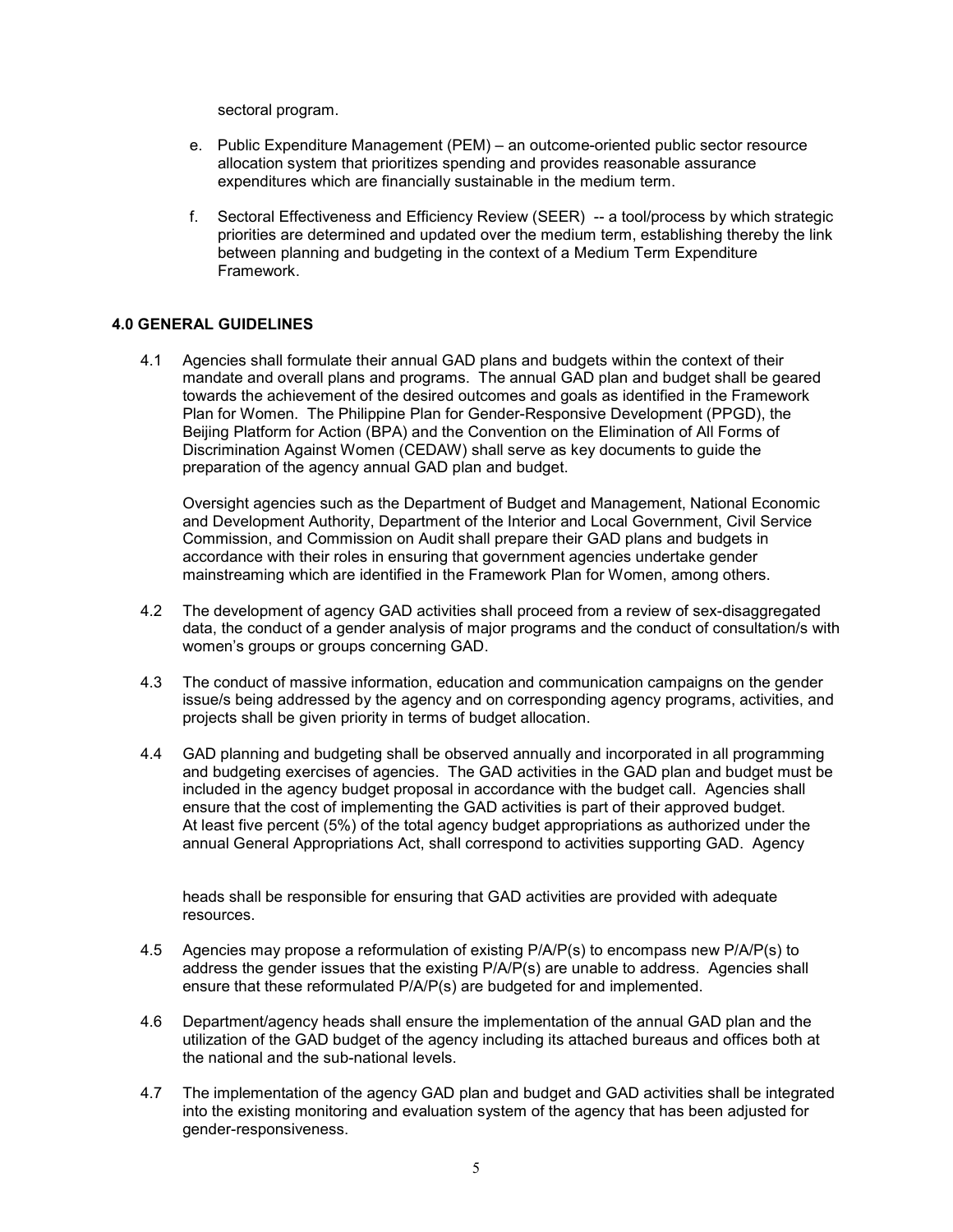sectoral program.

e. Public Expenditure Management (PEM) – an outcome-oriented public sector resource allocation system that prioritizes spending and provides reasonable assurance expenditures which are financially sustainable in the medium term.

f. Sectoral Effectiveness and Efficiency Review (SEER) -- a tool/process by which strategic priorities are determined and updated over the medium term, establishing thereby the link between planning and budgeting in the context of a Medium Term Expenditure Framework.

## 4.0 GENERAL GUIDELINES

4.1 Agencies shall formulate their annual GAD plans and budgets within the context of their mandate and overall plans and programs. The annual GAD plan and budget shall be geared towards the achievement of the desired outcomes and goals as identified in the Framework Plan for Women. The Philippine Plan for Gender-Responsive Development (PPGD), the Beijing Platform for Action (BPA) and the Convention on the Elimination of All Forms of Discrimination Against Women (CEDAW) shall serve as key documents to guide the preparation of the agency annual GAD plan and budget.

Oversight agencies such as the Department of Budget and Management, National Economic and Development Authority, Department of the Interior and Local Government, Civil Service Commission, and Commission on Audit shall prepare their GAD plans and budgets in accordance with their roles in ensuring that government agencies undertake gender mainstreaming which are identified in the Framework Plan for Women, among others.

4.2 The development of agency GAD activities shall proceed from a review of sex-disaggregated data, the conduct of a gender analysis of major programs and the conduct of consultation/s with women's groups or groups concerning GAD.

4.3 The conduct of massive information, education and communication campaigns on the gender issue/s being addressed by the agency and on corresponding agency programs, activities, and projects shall be given priority in terms of budget allocation.

4.4 GAD planning and budgeting shall be observed annually and incorporated in all programming and budgeting exercises of agencies. The GAD activities in the GAD plan and budget must be included in the agency budget proposal in accordance with the budget call. Agencies shall ensure that the cost of implementing the GAD activities is part of their approved budget. At least five percent (5%) of the total agency budget appropriations as authorized under the annual General Appropriations Act, shall correspond to activities supporting GAD. Agency heads shall be responsible for ensuring that GAD activities are provided with adequate resources.

4.5 Agencies may propose a reformulation of existing P/A/P(s) to encompass new P/A/P(s) to address the gender issues that the existing P/A/P(s) are unable to address. Agencies shall ensure that these reformulated P/A/P(s) are budgeted for and implemented.

4.6 Department/agency heads shall ensure the implementation of the annual GAD plan and the utilization of the GAD budget of the agency including its attached bureaus and offices both at the national and the sub-national levels.

4.7 The implementation of the agency GAD plan and budget and GAD activities shall be integrated into the existing monitoring and evaluation system of the agency that has been adjusted for gender-responsiveness.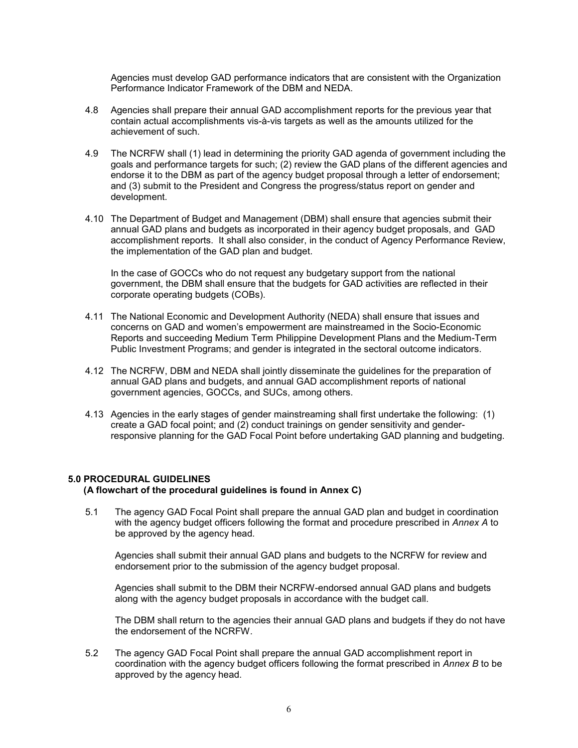Agencies must develop GAD performance indicators that are consistent with the Organization Performance Indicator Framework of the DBM and NEDA.

4.8 Agencies shall prepare their annual GAD accomplishment reports for the previous year that contain actual accomplishments vis-à-vis targets as well as the amounts utilized for the achievement of such.

4.9 The NCRFW shall (1) lead in determining the priority GAD agenda of government including the goals and performance targets for such; (2) review the GAD plans of the different agencies and endorse it to the DBM as part of the agency budget proposal through a letter of endorsement; and (3) submit to the President and Congress the progress/status report on gender and development.

4.10 The Department of Budget and Management (DBM) shall ensure that agencies submit their annual GAD plans and budgets as incorporated in their agency budget proposals, and GAD accomplishment reports. It shall also consider, in the conduct of Agency Performance Review, the implementation of the GAD plan and budget.

In the case of GOCCs who do not request any budgetary support from the national government, the DBM shall ensure that the budgets for GAD activities are reflected in their corporate operating budgets (COBs).

4.11 The National Economic and Development Authority (NEDA) shall ensure that issues and concerns on GAD and women's empowerment are mainstreamed in the Socio-Economic Reports and succeeding Medium Term Philippine Development Plans and the Medium-Term Public Investment Programs; and gender is integrated in the sectoral outcome indicators.

4.12 The NCRFW, DBM and NEDA shall jointly disseminate the guidelines for the preparation of annual GAD plans and budgets, and annual GAD accomplishment reports of national government agencies, GOCCs, and SUCs, among others.

4.13 Agencies in the early stages of gender mainstreaming shall first undertake the following: (1) create a GAD focal point; and (2) conduct trainings on gender sensitivity and gender-responsive planning for the GAD Focal Point before undertaking GAD planning and budgeting.

## 5.0 PROCEDURAL GUIDELINES
**(A flowchart of the procedural guidelines is found in Annex C)**

5.1 The agency GAD Focal Point shall prepare the annual GAD plan and budget in coordination with the agency budget officers following the format and procedure prescribed in *Annex A* to be approved by the agency head.

Agencies shall submit their annual GAD plans and budgets to the NCRFW for review and endorsement prior to the submission of the agency budget proposal.

Agencies shall submit to the DBM their NCRFW-endorsed annual GAD plans and budgets along with the agency budget proposals in accordance with the budget call.

The DBM shall return to the agencies their annual GAD plans and budgets if they do not have the endorsement of the NCRFW.

5.2 The agency GAD Focal Point shall prepare the annual GAD accomplishment report in coordination with the agency budget officers following the format prescribed in *Annex B* to be approved by the agency head.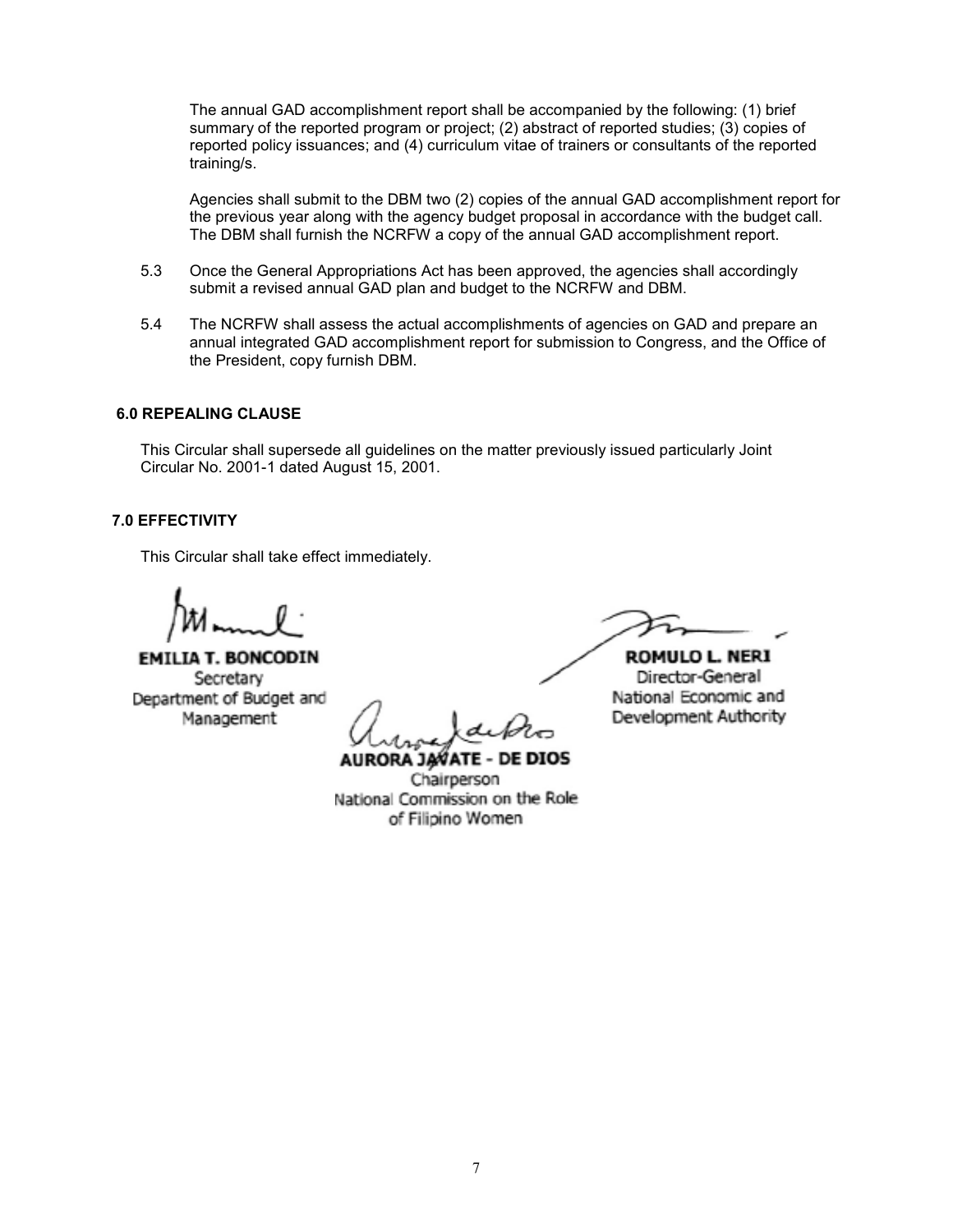The annual GAD accomplishment report shall be accompanied by the following: (1) brief summary of the reported program or project; (2) abstract of reported studies; (3) copies of reported policy issuances; and (4) curriculum vitae of trainers or consultants of the reported training/s.

Agencies shall submit to the DBM two (2) copies of the annual GAD accomplishment report for the previous year along with the agency budget proposal in accordance with the budget call. The DBM shall furnish the NCRFW a copy of the annual GAD accomplishment report.

5.3 Once the General Appropriations Act has been approved, the agencies shall accordingly submit a revised annual GAD plan and budget to the NCRFW and DBM.

5.4 The NCRFW shall assess the actual accomplishments of agencies on GAD and prepare an annual integrated GAD accomplishment report for submission to Congress, and the Office of the President, copy furnish DBM.

**6.0 REPEALING CLAUSE**

This Circular shall supersede all guidelines on the matter previously issued particularly Joint Circular No. 2001-1 dated August 15, 2001.

**7.0 EFFECTIVITY**

This Circular shall take effect immediately.

**EMILIA T. BONCODIN**
Secretary
Department of Budget and Management

**ROMULO L. NERI**
Director-General
National Economic and Development Authority

**AURORA JAVATE - DE DIOS**
Chairperson
National Commission on the Role of Filipino Women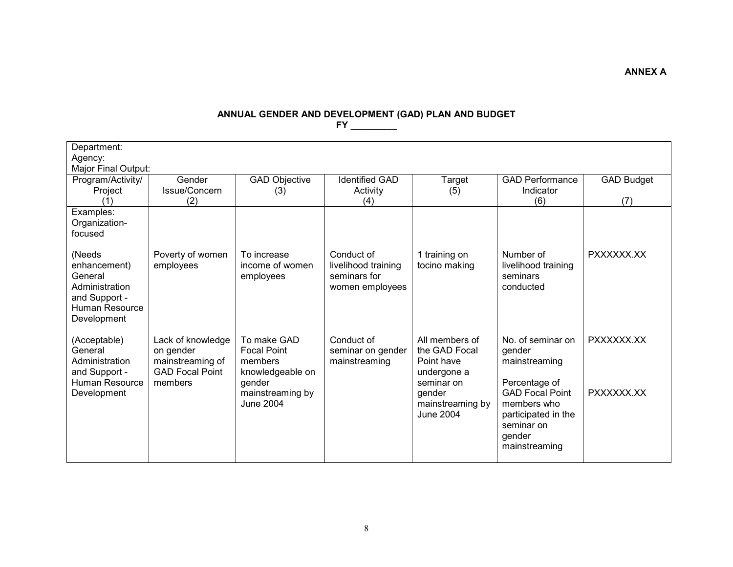**ANNEX A**

**ANNUAL GENDER AND DEVELOPMENT (GAD) PLAN AND BUDGET**
**FY _________**

| Department:<br>Agency: | | | | | | |
|---|---|---|---|---|---|---|
| Major Final Output: | | | | | | |
| Program/Activity/ Project (1) | Gender Issue/Concern (2) | GAD Objective (3) | Identified GAD Activity (4) | Target (5) | GAD Performance Indicator (6) | GAD Budget (7) |
| Examples:<br>Organization-focused | | | | | | |
| (Needs enhancement) General Administration and Support - Human Resource Development | Poverty of women employees | To increase income of women employees | Conduct of livelihood training seminars for women employees | 1 training on tocino making | Number of livelihood training seminars conducted | PXXXXXX.XX |
| (Acceptable) General Administration and Support - Human Resource Development | Lack of knowledge on gender mainstreaming of GAD Focal Point members | To make GAD Focal Point members knowledgeable on gender mainstreaming by June 2004 | Conduct of seminar on gender mainstreaming | All members of the GAD Focal Point have undergone a seminar on gender mainstreaming by June 2004 | No. of seminar on gender mainstreaming | PXXXXXX.XX |
| | | | | | Percentage of GAD Focal Point members who participated in the seminar on gender mainstreaming | PXXXXXX.XX |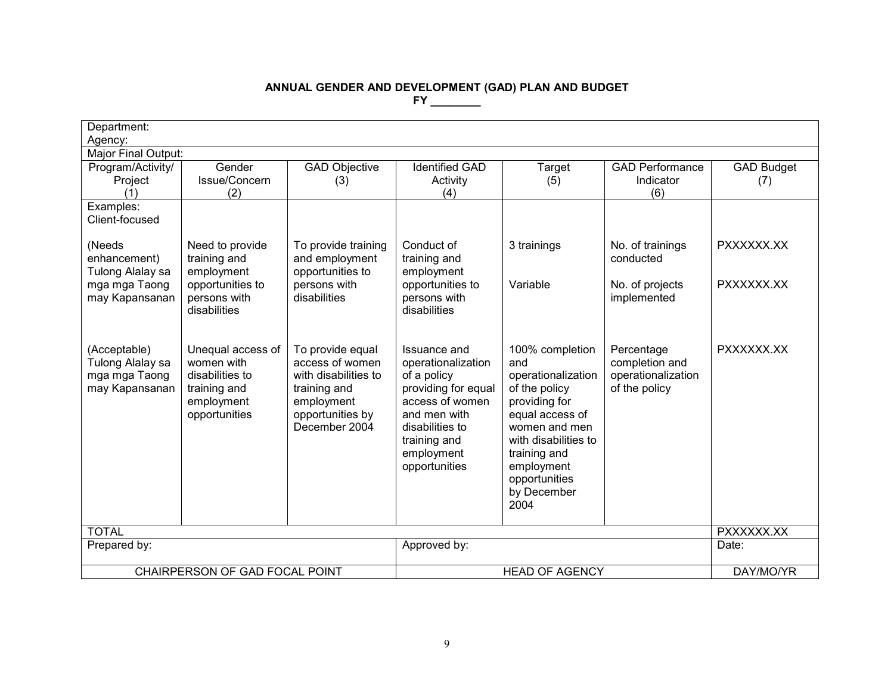**ANNUAL GENDER AND DEVELOPMENT (GAD) PLAN AND BUDGET**
**FY ________**

| Department:<br>Agency: | | | | | | |
|---|---|---|---|---|---|---|
| Major Final Output: | | | | | | |
| Program/Activity/ Project (1) | Gender Issue/Concern (2) | GAD Objective (3) | Identified GAD Activity (4) | Target (5) | GAD Performance Indicator (6) | GAD Budget (7) |
| Examples:<br>Client-focused | | | | | | |
| (Needs enhancement) Tulong Alalay sa mga mga Taong may Kapansanan | Need to provide training and employment opportunities to persons with disabilities | To provide training and employment opportunities to persons with disabilities | Conduct of training and employment opportunities to persons with disabilities | 3 trainings<br><br>Variable | No. of trainings conducted<br><br>No. of projects implemented | PXXXXXX.XX<br><br>PXXXXXX.XX |
| (Acceptable) Tulong Alalay sa mga mga Taong may Kapansanan | Unequal access of women with disabilities to training and employment opportunities | To provide equal access of women with disabilities to training and employment opportunities by December 2004 | Issuance and operationalization of a policy providing for equal access of women and men with disabilities to training and employment opportunities | 100% completion and operationalization of the policy providing for equal access of women and men with disabilities to training and employment opportunities by December 2004 | Percentage completion and operationalization of the policy | PXXXXXX.XX |
| TOTAL | | | | | | PXXXXXX.XX |
| Prepared by: | | | Approved by: | | | Date: |
| CHAIRPERSON OF GAD FOCAL POINT | | | HEAD OF AGENCY | | | DAY/MO/YR |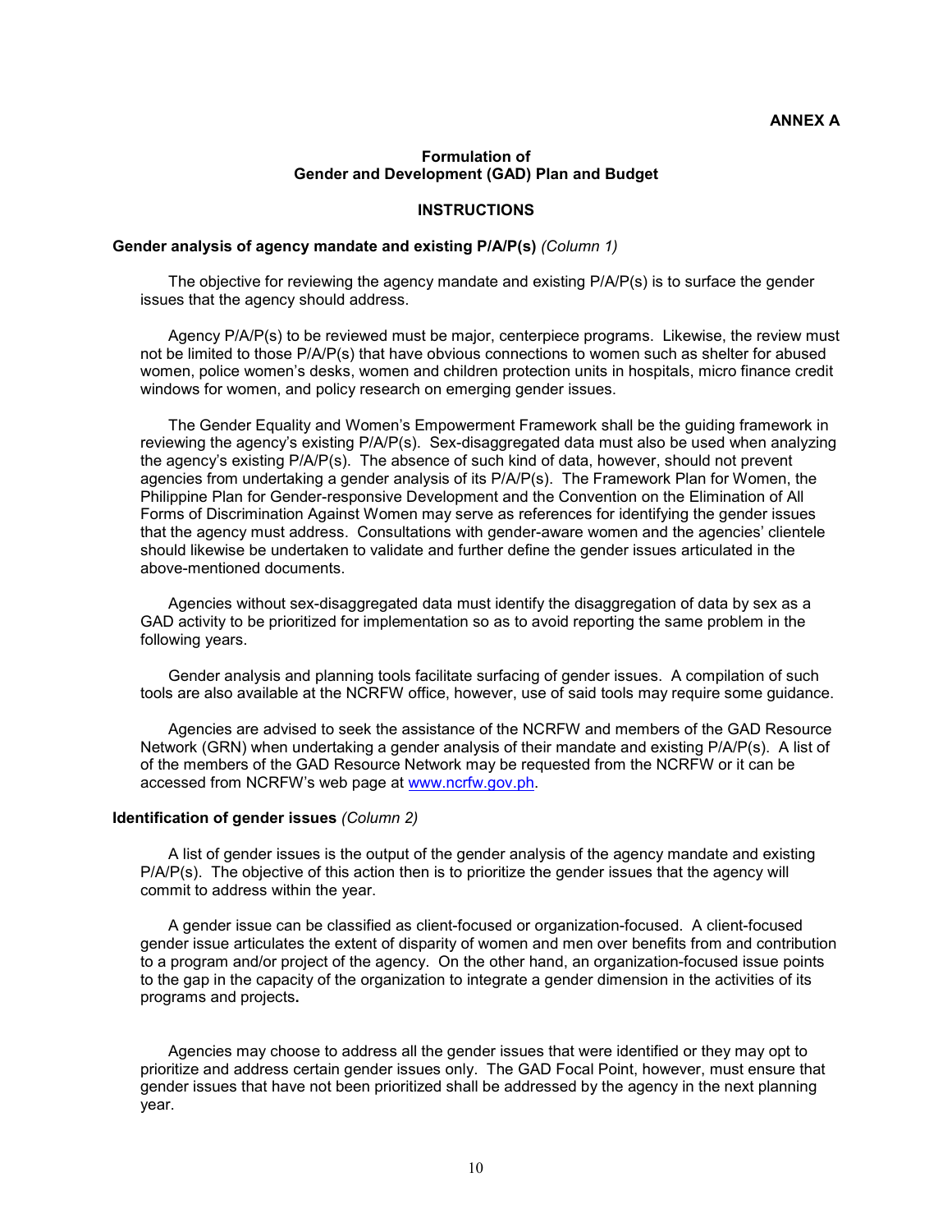**ANNEX A**

## Formulation of Gender and Development (GAD) Plan and Budget

### INSTRUCTIONS

**Gender analysis of agency mandate and existing P/A/P(s)** *(Column 1)*

The objective for reviewing the agency mandate and existing P/A/P(s) is to surface the gender issues that the agency should address.

Agency P/A/P(s) to be reviewed must be major, centerpiece programs. Likewise, the review must not be limited to those P/A/P(s) that have obvious connections to women such as shelter for abused women, police women's desks, women and children protection units in hospitals, micro finance credit windows for women, and policy research on emerging gender issues.

The Gender Equality and Women's Empowerment Framework shall be the guiding framework in reviewing the agency's existing P/A/P(s). Sex-disaggregated data must also be used when analyzing the agency's existing P/A/P(s). The absence of such kind of data, however, should not prevent agencies from undertaking a gender analysis of its P/A/P(s). The Framework Plan for Women, the Philippine Plan for Gender-responsive Development and the Convention on the Elimination of All Forms of Discrimination Against Women may serve as references for identifying the gender issues that the agency must address. Consultations with gender-aware women and the agencies' clientele should likewise be undertaken to validate and further define the gender issues articulated in the above-mentioned documents.

Agencies without sex-disaggregated data must identify the disaggregation of data by sex as a GAD activity to be prioritized for implementation so as to avoid reporting the same problem in the following years.

Gender analysis and planning tools facilitate surfacing of gender issues. A compilation of such tools are also available at the NCRFW office, however, use of said tools may require some guidance.

Agencies are advised to seek the assistance of the NCRFW and members of the GAD Resource Network (GRN) when undertaking a gender analysis of their mandate and existing P/A/P(s). A list of of the members of the GAD Resource Network may be requested from the NCRFW or it can be accessed from NCRFW's web page at www.ncrfw.gov.ph.

**Identification of gender issues** *(Column 2)*

A list of gender issues is the output of the gender analysis of the agency mandate and existing P/A/P(s). The objective of this action then is to prioritize the gender issues that the agency will commit to address within the year.

A gender issue can be classified as client-focused or organization-focused. A client-focused gender issue articulates the extent of disparity of women and men over benefits from and contribution to a program and/or project of the agency. On the other hand, an organization-focused issue points to the gap in the capacity of the organization to integrate a gender dimension in the activities of its programs and projects**.**

Agencies may choose to address all the gender issues that were identified or they may opt to prioritize and address certain gender issues only. The GAD Focal Point, however, must ensure that gender issues that have not been prioritized shall be addressed by the agency in the next planning year.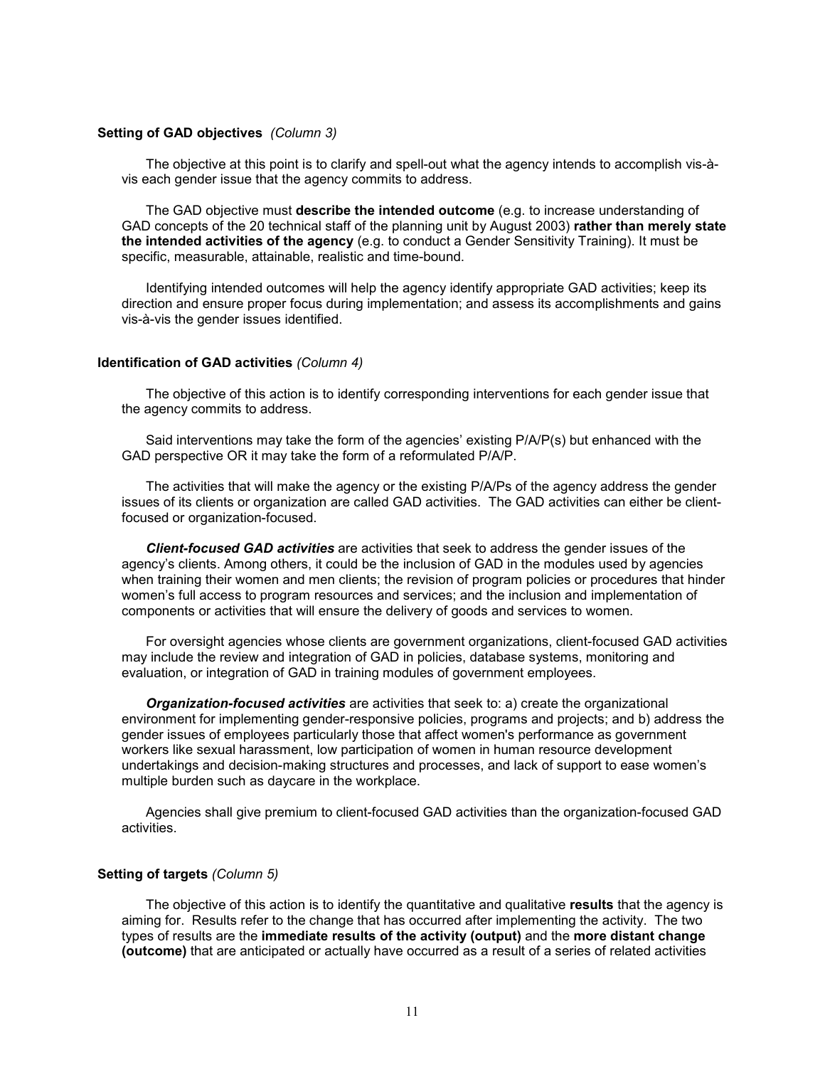**Setting of GAD objectives** *(Column 3)*

The objective at this point is to clarify and spell-out what the agency intends to accomplish vis-à-vis each gender issue that the agency commits to address.

The GAD objective must **describe the intended outcome** (e.g. to increase understanding of GAD concepts of the 20 technical staff of the planning unit by August 2003) **rather than merely state the intended activities of the agency** (e.g. to conduct a Gender Sensitivity Training). It must be specific, measurable, attainable, realistic and time-bound.

Identifying intended outcomes will help the agency identify appropriate GAD activities; keep its direction and ensure proper focus during implementation; and assess its accomplishments and gains vis-à-vis the gender issues identified.

**Identification of GAD activities** *(Column 4)*

The objective of this action is to identify corresponding interventions for each gender issue that the agency commits to address.

Said interventions may take the form of the agencies' existing P/A/P(s) but enhanced with the GAD perspective OR it may take the form of a reformulated P/A/P.

The activities that will make the agency or the existing P/A/Ps of the agency address the gender issues of its clients or organization are called GAD activities. The GAD activities can either be client-focused or organization-focused.

***Client-focused GAD activities*** are activities that seek to address the gender issues of the agency's clients. Among others, it could be the inclusion of GAD in the modules used by agencies when training their women and men clients; the revision of program policies or procedures that hinder women's full access to program resources and services; and the inclusion and implementation of components or activities that will ensure the delivery of goods and services to women.

For oversight agencies whose clients are government organizations, client-focused GAD activities may include the review and integration of GAD in policies, database systems, monitoring and evaluation, or integration of GAD in training modules of government employees.

***Organization-focused activities*** are activities that seek to: a) create the organizational environment for implementing gender-responsive policies, programs and projects; and b) address the gender issues of employees particularly those that affect women's performance as government workers like sexual harassment, low participation of women in human resource development undertakings and decision-making structures and processes, and lack of support to ease women's multiple burden such as daycare in the workplace.

Agencies shall give premium to client-focused GAD activities than the organization-focused GAD activities.

**Setting of targets** *(Column 5)*

The objective of this action is to identify the quantitative and qualitative **results** that the agency is aiming for. Results refer to the change that has occurred after implementing the activity. The two types of results are the **immediate results of the activity (output)** and the **more distant change (outcome)** that are anticipated or actually have occurred as a result of a series of related activities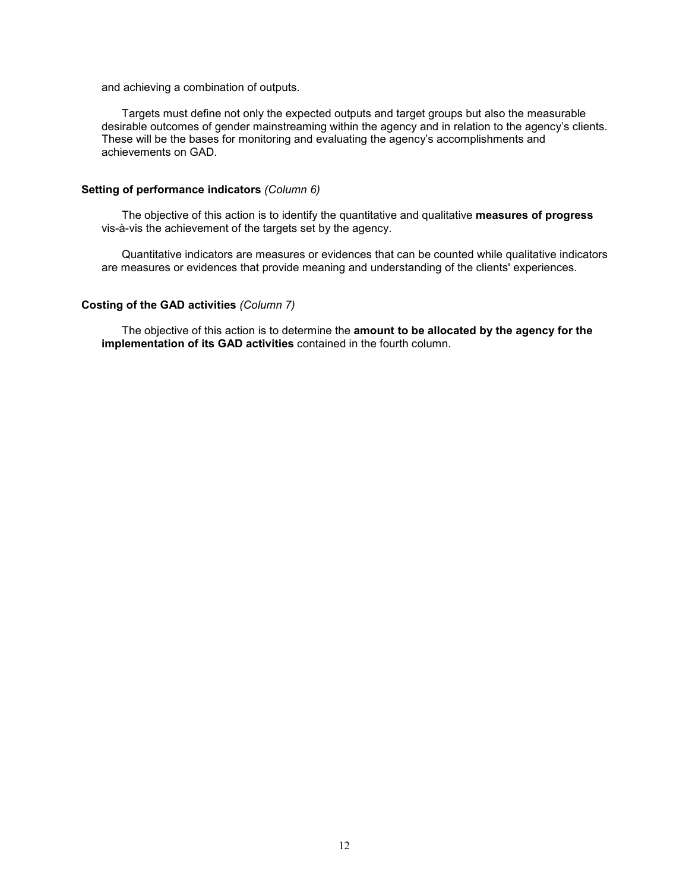and achieving a combination of outputs.

Targets must define not only the expected outputs and target groups but also the measurable desirable outcomes of gender mainstreaming within the agency and in relation to the agency's clients. These will be the bases for monitoring and evaluating the agency's accomplishments and achievements on GAD.

### Setting of performance indicators *(Column 6)*

The objective of this action is to identify the quantitative and qualitative **measures of progress** vis-à-vis the achievement of the targets set by the agency.

Quantitative indicators are measures or evidences that can be counted while qualitative indicators are measures or evidences that provide meaning and understanding of the clients' experiences.

### Costing of the GAD activities *(Column 7)*

The objective of this action is to determine the **amount to be allocated by the agency for the implementation of its GAD activities** contained in the fourth column.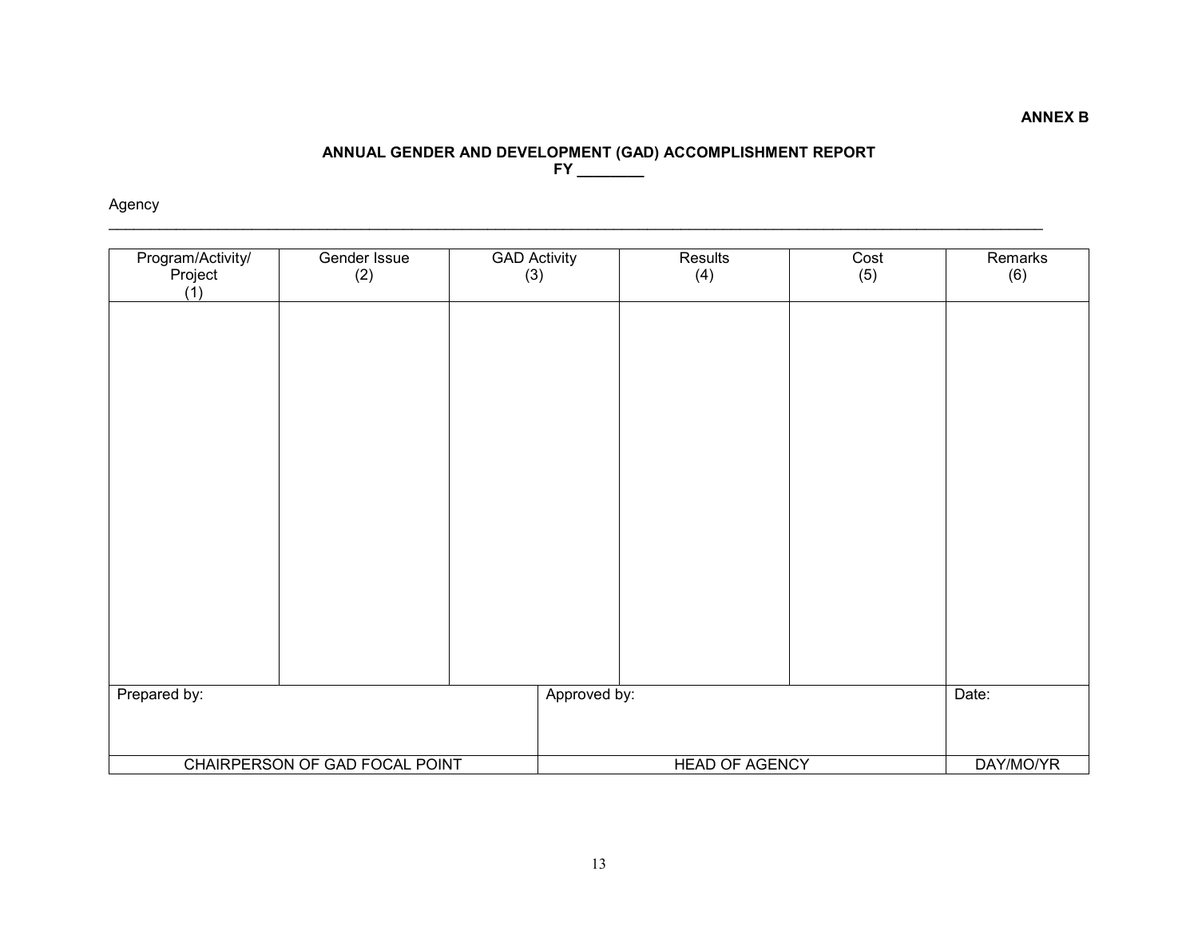**ANNEX B**

**ANNUAL GENDER AND DEVELOPMENT (GAD) ACCOMPLISHMENT REPORT**
**FY ________**

Agency ____________________________________________________________________________________________________________

| Program/Activity/ Project (1) | Gender Issue (2) | GAD Activity (3) | Results (4) | Cost (5) | Remarks (6) |
|---|---|---|---|---|---|
| | | | | | |

| Prepared by: | Approved by: | Date: |
|---|---|---|
| CHAIRPERSON OF GAD FOCAL POINT | HEAD OF AGENCY | DAY/MO/YR |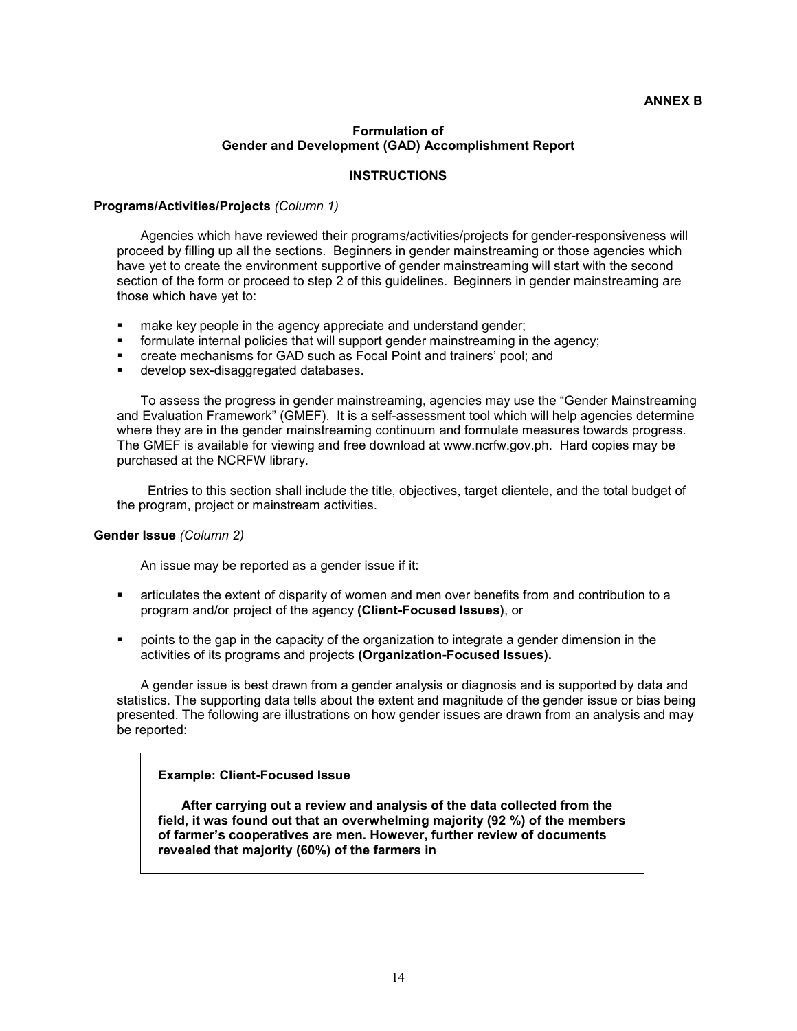**ANNEX B**

## Formulation of Gender and Development (GAD) Accomplishment Report

### INSTRUCTIONS

**Programs/Activities/Projects** *(Column 1)*

Agencies which have reviewed their programs/activities/projects for gender-responsiveness will proceed by filling up all the sections. Beginners in gender mainstreaming or those agencies which have yet to create the environment supportive of gender mainstreaming will start with the second section of the form or proceed to step 2 of this guidelines. Beginners in gender mainstreaming are those which have yet to:

- make key people in the agency appreciate and understand gender;
- formulate internal policies that will support gender mainstreaming in the agency;
- create mechanisms for GAD such as Focal Point and trainers' pool; and
- develop sex-disaggregated databases.

To assess the progress in gender mainstreaming, agencies may use the "Gender Mainstreaming and Evaluation Framework" (GMEF). It is a self-assessment tool which will help agencies determine where they are in the gender mainstreaming continuum and formulate measures towards progress. The GMEF is available for viewing and free download at www.ncrfw.gov.ph. Hard copies may be purchased at the NCRFW library.

Entries to this section shall include the title, objectives, target clientele, and the total budget of the program, project or mainstream activities.

**Gender Issue** *(Column 2)*

An issue may be reported as a gender issue if it:

- articulates the extent of disparity of women and men over benefits from and contribution to a program and/or project of the agency **(Client-Focused Issues)**, or
- points to the gap in the capacity of the organization to integrate a gender dimension in the activities of its programs and projects **(Organization-Focused Issues).**

A gender issue is best drawn from a gender analysis or diagnosis and is supported by data and statistics. The supporting data tells about the extent and magnitude of the gender issue or bias being presented. The following are illustrations on how gender issues are drawn from an analysis and may be reported:

> **Example: Client-Focused Issue**
>
> **After carrying out a review and analysis of the data collected from the field, it was found out that an overwhelming majority (92 %) of the members of farmer's cooperatives are men. However, further review of documents revealed that majority (60%) of the farmers in**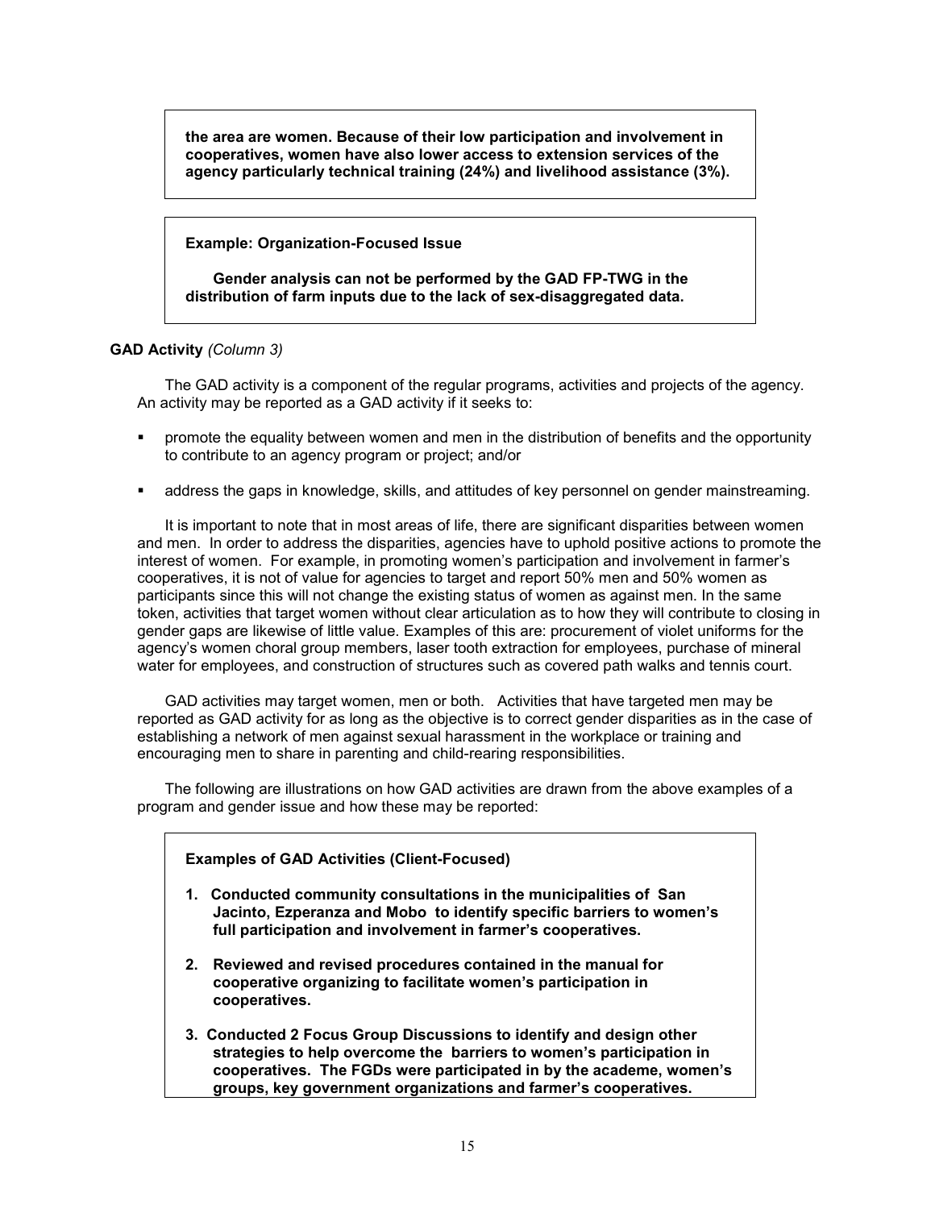**the area are women. Because of their low participation and involvement in cooperatives, women have also lower access to extension services of the agency particularly technical training (24%) and livelihood assistance (3%).**

**Example: Organization-Focused Issue**

**Gender analysis can not be performed by the GAD FP-TWG in the distribution of farm inputs due to the lack of sex-disaggregated data.**

**GAD Activity** *(Column 3)*

The GAD activity is a component of the regular programs, activities and projects of the agency. An activity may be reported as a GAD activity if it seeks to:

- promote the equality between women and men in the distribution of benefits and the opportunity to contribute to an agency program or project; and/or
- address the gaps in knowledge, skills, and attitudes of key personnel on gender mainstreaming.

It is important to note that in most areas of life, there are significant disparities between women and men. In order to address the disparities, agencies have to uphold positive actions to promote the interest of women. For example, in promoting women's participation and involvement in farmer's cooperatives, it is not of value for agencies to target and report 50% men and 50% women as participants since this will not change the existing status of women as against men. In the same token, activities that target women without clear articulation as to how they will contribute to closing in gender gaps are likewise of little value. Examples of this are: procurement of violet uniforms for the agency's women choral group members, laser tooth extraction for employees, purchase of mineral water for employees, and construction of structures such as covered path walks and tennis court.

GAD activities may target women, men or both. Activities that have targeted men may be reported as GAD activity for as long as the objective is to correct gender disparities as in the case of establishing a network of men against sexual harassment in the workplace or training and encouraging men to share in parenting and child-rearing responsibilities.

The following are illustrations on how GAD activities are drawn from the above examples of a program and gender issue and how these may be reported:

**Examples of GAD Activities (Client-Focused)**

1. **Conducted community consultations in the municipalities of San Jacinto, Ezperanza and Mobo to identify specific barriers to women's full participation and involvement in farmer's cooperatives.**
2. **Reviewed and revised procedures contained in the manual for cooperative organizing to facilitate women's participation in cooperatives.**
3. **Conducted 2 Focus Group Discussions to identify and design other strategies to help overcome the barriers to women's participation in cooperatives. The FGDs were participated in by the academe, women's groups, key government organizations and farmer's cooperatives.**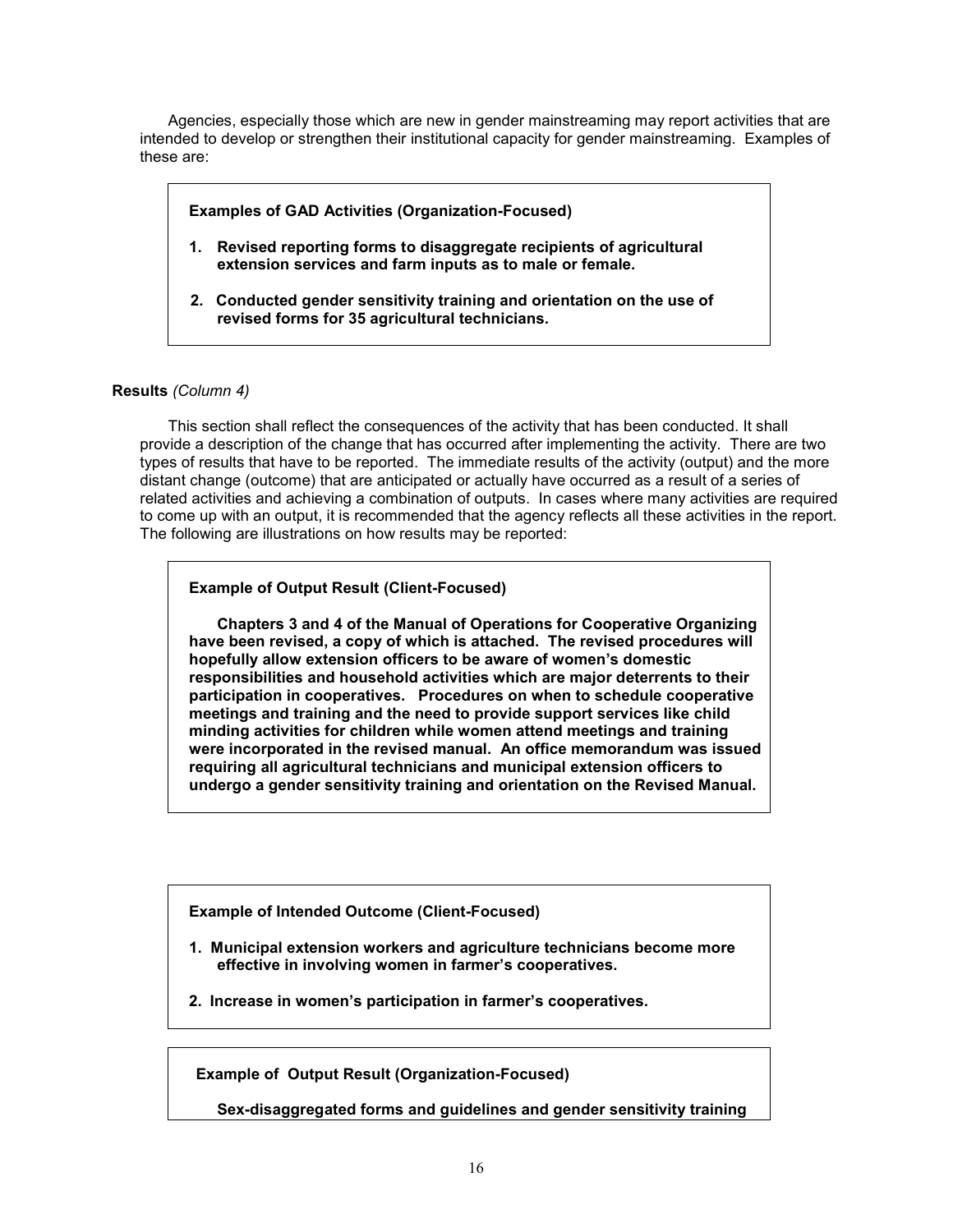Agencies, especially those which are new in gender mainstreaming may report activities that are intended to develop or strengthen their institutional capacity for gender mainstreaming. Examples of these are:

> **Examples of GAD Activities (Organization-Focused)**
>
> 1. **Revised reporting forms to disaggregate recipients of agricultural extension services and farm inputs as to male or female.**
> 2. **Conducted gender sensitivity training and orientation on the use of revised forms for 35 agricultural technicians.**

**Results** *(Column 4)*

This section shall reflect the consequences of the activity that has been conducted. It shall provide a description of the change that has occurred after implementing the activity. There are two types of results that have to be reported. The immediate results of the activity (output) and the more distant change (outcome) that are anticipated or actually have occurred as a result of a series of related activities and achieving a combination of outputs. In cases where many activities are required to come up with an output, it is recommended that the agency reflects all these activities in the report. The following are illustrations on how results may be reported:

> **Example of Output Result (Client-Focused)**
>
> **Chapters 3 and 4 of the Manual of Operations for Cooperative Organizing have been revised, a copy of which is attached. The revised procedures will hopefully allow extension officers to be aware of women's domestic responsibilities and household activities which are major deterrents to their participation in cooperatives. Procedures on when to schedule cooperative meetings and training and the need to provide support services like child minding activities for children while women attend meetings and training were incorporated in the revised manual. An office memorandum was issued requiring all agricultural technicians and municipal extension officers to undergo a gender sensitivity training and orientation on the Revised Manual.**

> **Example of Intended Outcome (Client-Focused)**
>
> 1. **Municipal extension workers and agriculture technicians become more effective in involving women in farmer's cooperatives.**
> 2. **Increase in women's participation in farmer's cooperatives.**

> **Example of Output Result (Organization-Focused)**
>
> **Sex-disaggregated forms and guidelines and gender sensitivity training**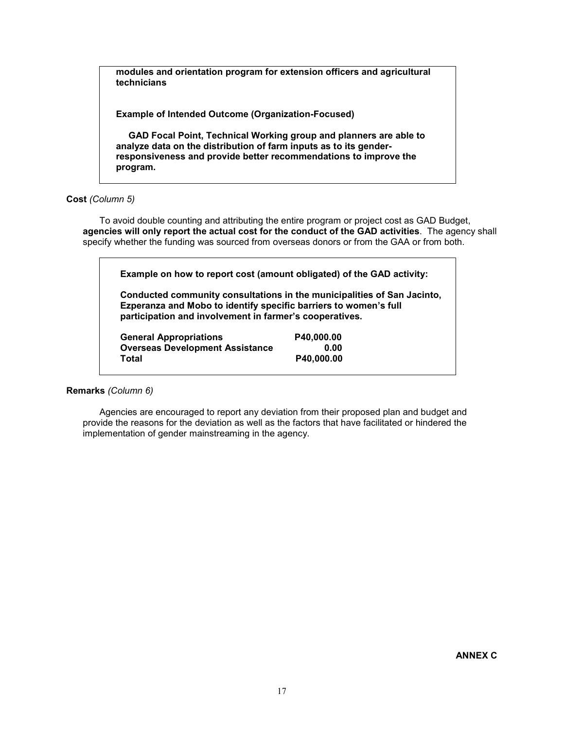**modules and orientation program for extension officers and agricultural technicians**

**Example of Intended Outcome (Organization-Focused)**

**GAD Focal Point, Technical Working group and planners are able to analyze data on the distribution of farm inputs as to its gender-responsiveness and provide better recommendations to improve the program.**

**Cost** *(Column 5)*

To avoid double counting and attributing the entire program or project cost as GAD Budget, **agencies will only report the actual cost for the conduct of the GAD activities**. The agency shall specify whether the funding was sourced from overseas donors or from the GAA or from both.

**Example on how to report cost (amount obligated) of the GAD activity:**

**Conducted community consultations in the municipalities of San Jacinto, Ezperanza and Mobo to identify specific barriers to women's full participation and involvement in farmer's cooperatives.**

| | |
|---|---|
| **General Appropriations** | **P40,000.00** |
| **Overseas Development Assistance** | **0.00** |
| **Total** | **P40,000.00** |

**Remarks** *(Column 6)*

Agencies are encouraged to report any deviation from their proposed plan and budget and provide the reasons for the deviation as well as the factors that have facilitated or hindered the implementation of gender mainstreaming in the agency.

**ANNEX C**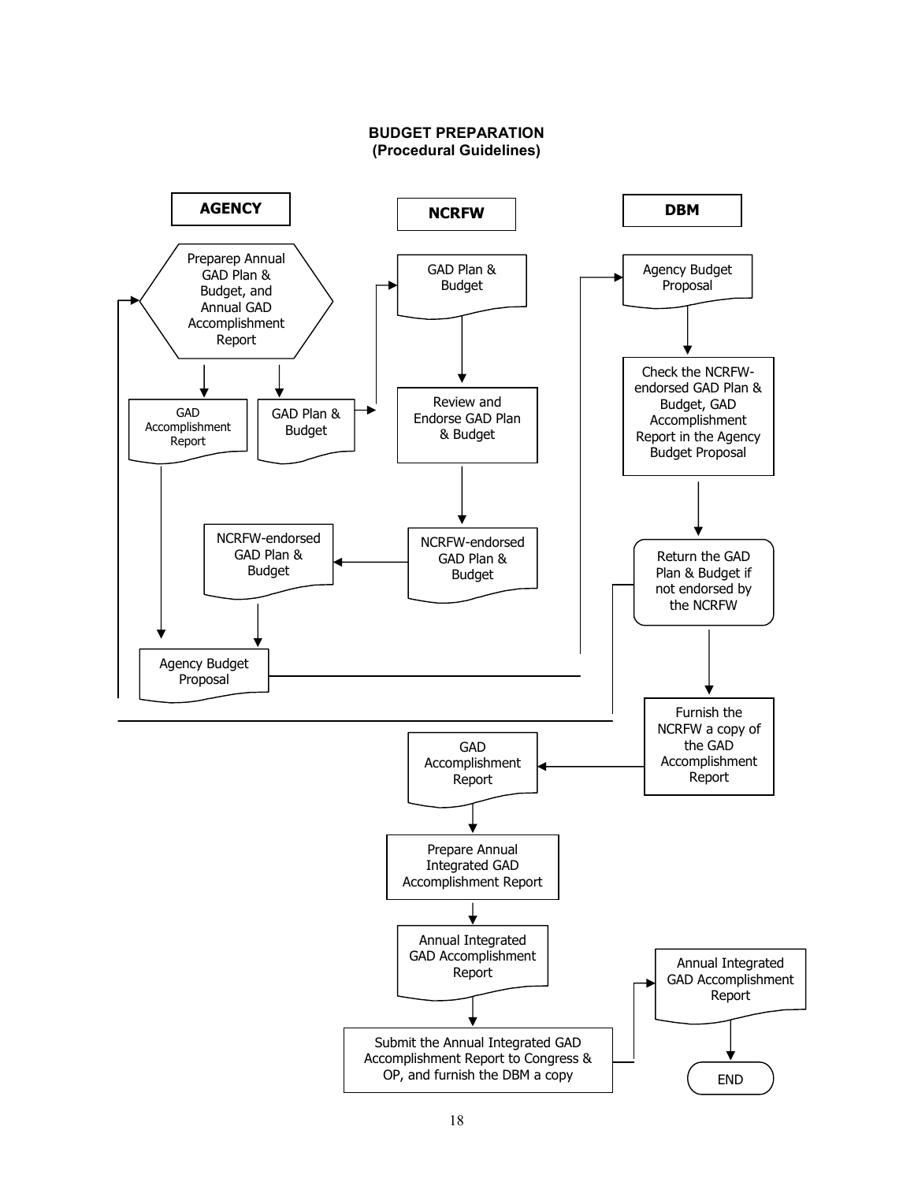**BUDGET PREPARATION**
**(Procedural Guidelines)**

**AGENCY**

- Preparep Annual GAD Plan & Budget, and Annual GAD Accomplishment Report
- GAD Accomplishment Report
- GAD Plan & Budget
- NCRFW-endorsed GAD Plan & Budget
- Agency Budget Proposal

**NCRFW**

- GAD Plan & Budget
- Review and Endorse GAD Plan & Budget
- NCRFW-endorsed GAD Plan & Budget
- GAD Accomplishment Report
- Prepare Annual Integrated GAD Accomplishment Report
- Annual Integrated GAD Accomplishment Report
- Submit the Annual Integrated GAD Accomplishment Report to Congress & OP, and furnish the DBM a copy

**DBM**

- Agency Budget Proposal
- Check the NCRFW-endorsed GAD Plan & Budget, GAD Accomplishment Report in the Agency Budget Proposal
- Return the GAD Plan & Budget if not endorsed by the NCRFW
- Furnish the NCRFW a copy of the GAD Accomplishment Report
- Annual Integrated GAD Accomplishment Report
- END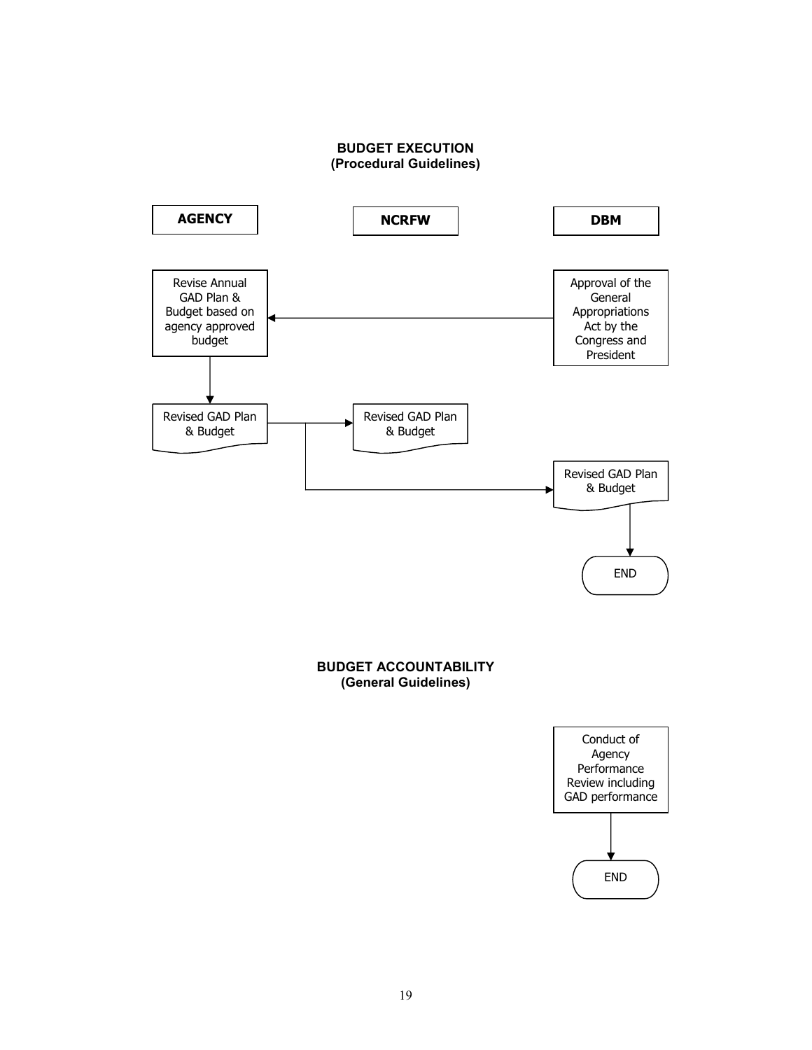**BUDGET EXECUTION**
**(Procedural Guidelines)**

**AGENCY**

**NCRFW**

**DBM**

Revise Annual GAD Plan & Budget based on agency approved budget

Approval of the General Appropriations Act by the Congress and President

Revised GAD Plan & Budget

Revised GAD Plan & Budget

Revised GAD Plan & Budget

END

**BUDGET ACCOUNTABILITY**
**(General Guidelines)**

Conduct of Agency Performance Review including GAD performance

END